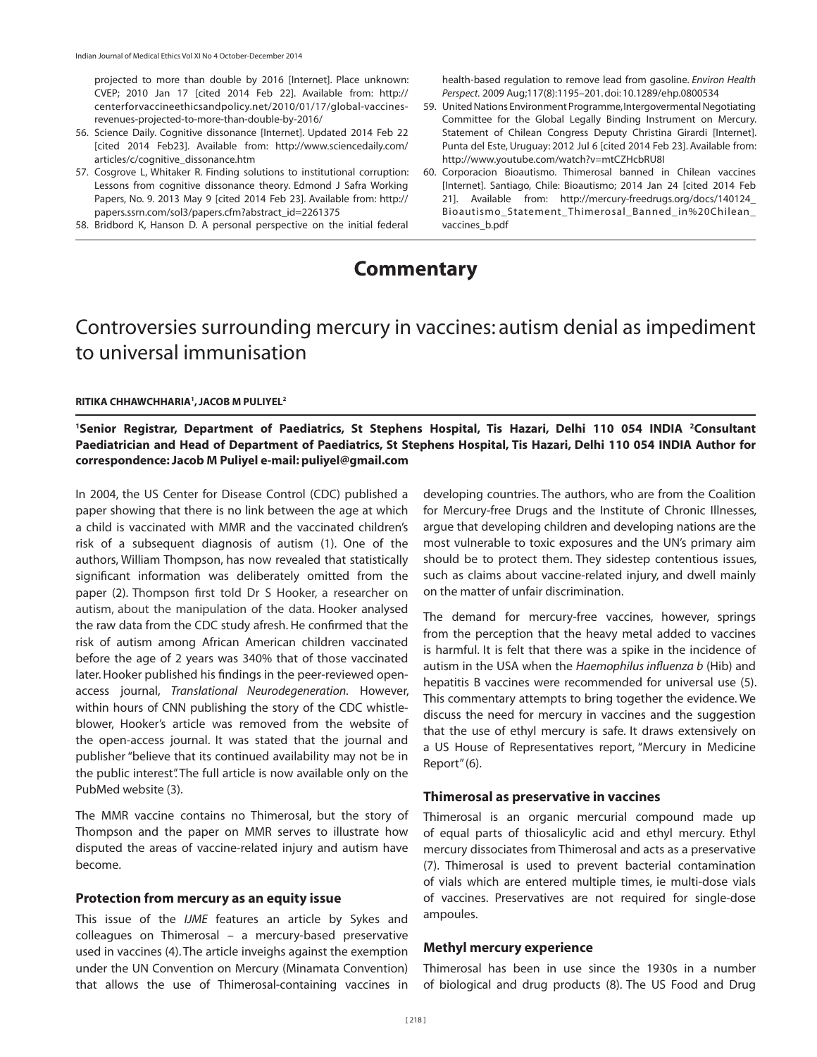projected to more than double by 2016 [Internet]. Place unknown: CVEP; 2010 Jan 17 [cited 2014 Feb 22]. Available from: http://centerforvaccineethicsandpolicy.net/2010/01/17/global-vaccines-revenues-projected-to-more-than-double-by-2016/

56. Science Daily. Cognitive dissonance [Internet]. Updated 2014 Feb 22 [cited 2014 Feb23]. Available from: http://www.sciencedaily.com/articles/c/cognitive_dissonance.htm
57. Cosgrove L, Whitaker R. Finding solutions to institutional corruption: Lessons from cognitive dissonance theory. Edmond J Safra Working Papers, No. 9. 2013 May 9 [cited 2014 Feb 23]. Available from: http://papers.ssrn.com/sol3/papers.cfm?abstract_id=2261375
58. Bridbord K, Hanson D. A personal perspective on the initial federal health-based regulation to remove lead from gasoline. *Environ Health Perspect*. 2009 Aug;117(8):1195–201. doi: 10.1289/ehp.0800534
59. United Nations Environment Programme, Intergovermental Negotiating Committee for the Global Legally Binding Instrument on Mercury. Statement of Chilean Congress Deputy Christina Girardi [Internet]. Punta del Este, Uruguay: 2012 Jul 6 [cited 2014 Feb 23]. Available from: http://www.youtube.com/watch?v=mtCZHcbRU8I
60. Corporacion Bioautismo. Thimerosal banned in Chilean vaccines [Internet]. Santiago, Chile: Bioautismo; 2014 Jan 24 [cited 2014 Feb 21]. Available from: http://mercury-freedrugs.org/docs/140124_Bioautismo_Statement_Thimerosal_Banned_in%20Chilean_vaccines_b.pdf

# Commentary

## Controversies surrounding mercury in vaccines: autism denial as impediment to universal immunisation

**RITIKA CHHAWCHHARIA[1], JACOB M PULIYEL[2]**

**[1]Senior Registrar, Department of Paediatrics, St Stephens Hospital, Tis Hazari, Delhi 110 054 INDIA [2]Consultant Paediatrician and Head of Department of Paediatrics, St Stephens Hospital, Tis Hazari, Delhi 110 054 INDIA Author for correspondence: Jacob M Puliyel e-mail: puliyel@gmail.com**

In 2004, the US Center for Disease Control (CDC) published a paper showing that there is no link between the age at which a child is vaccinated with MMR and the vaccinated children's risk of a subsequent diagnosis of autism (1). One of the authors, William Thompson, has now revealed that statistically significant information was deliberately omitted from the paper (2). Thompson first told Dr S Hooker, a researcher on autism, about the manipulation of the data. Hooker analysed the raw data from the CDC study afresh. He confirmed that the risk of autism among African American children vaccinated before the age of 2 years was 340% that of those vaccinated later. Hooker published his findings in the peer-reviewed open-access journal, *Translational Neurodegeneration.* However, within hours of CNN publishing the story of the CDC whistle-blower, Hooker's article was removed from the website of the open-access journal. It was stated that the journal and publisher "believe that its continued availability may not be in the public interest". The full article is now available only on the PubMed website (3).

The MMR vaccine contains no Thimerosal, but the story of Thompson and the paper on MMR serves to illustrate how disputed the areas of vaccine-related injury and autism have become.

### Protection from mercury as an equity issue

This issue of the *IJME* features an article by Sykes and colleagues on Thimerosal – a mercury-based preservative used in vaccines (4). The article inveighs against the exemption under the UN Convention on Mercury (Minamata Convention) that allows the use of Thimerosal-containing vaccines in developing countries. The authors, who are from the Coalition for Mercury-free Drugs and the Institute of Chronic Illnesses, argue that developing children and developing nations are the most vulnerable to toxic exposures and the UN's primary aim should be to protect them. They sidestep contentious issues, such as claims about vaccine-related injury, and dwell mainly on the matter of unfair discrimination.

The demand for mercury-free vaccines, however, springs from the perception that the heavy metal added to vaccines is harmful. It is felt that there was a spike in the incidence of autism in the USA when the *Haemophilus influenza b* (Hib) and hepatitis B vaccines were recommended for universal use (5). This commentary attempts to bring together the evidence. We discuss the need for mercury in vaccines and the suggestion that the use of ethyl mercury is safe. It draws extensively on a US House of Representatives report, "Mercury in Medicine Report" (6).

### Thimerosal as preservative in vaccines

Thimerosal is an organic mercurial compound made up of equal parts of thiosalicylic acid and ethyl mercury. Ethyl mercury dissociates from Thimerosal and acts as a preservative (7). Thimerosal is used to prevent bacterial contamination of vials which are entered multiple times, ie multi-dose vials of vaccines. Preservatives are not required for single-dose ampoules.

### Methyl mercury experience

Thimerosal has been in use since the 1930s in a number of biological and drug products (8). The US Food and Drug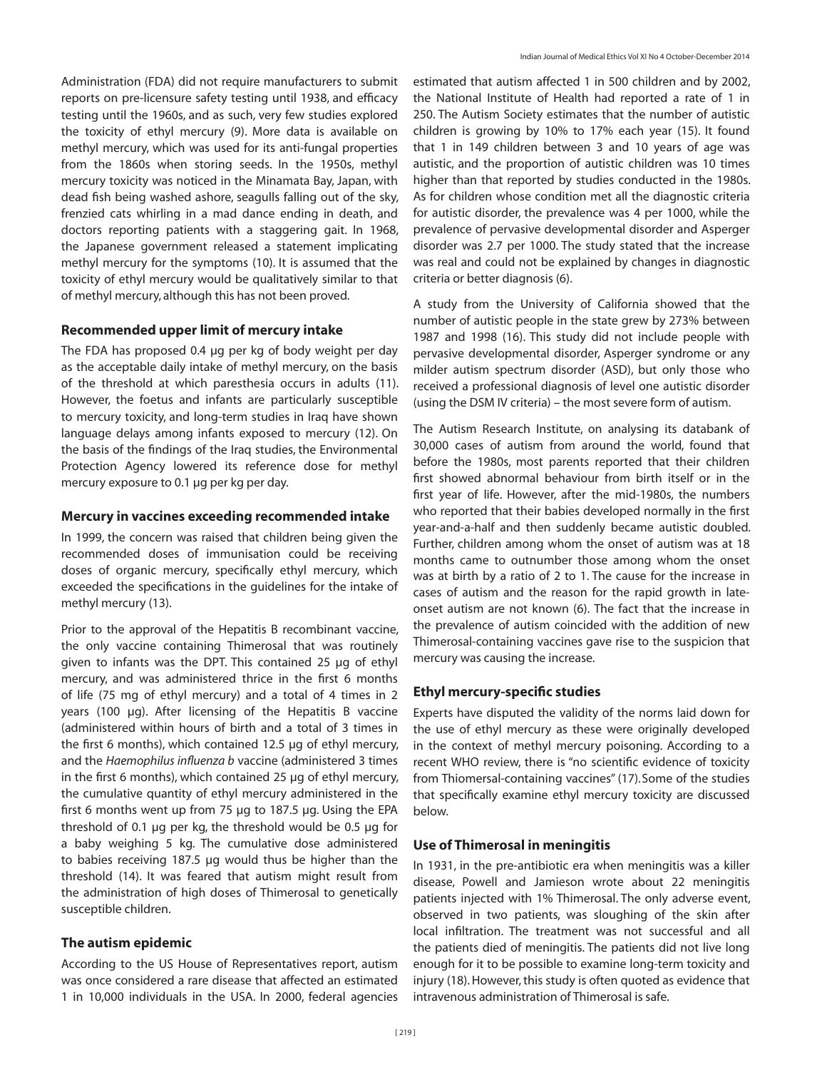Administration (FDA) did not require manufacturers to submit reports on pre-licensure safety testing until 1938, and efficacy testing until the 1960s, and as such, very few studies explored the toxicity of ethyl mercury (9). More data is available on methyl mercury, which was used for its anti-fungal properties from the 1860s when storing seeds. In the 1950s, methyl mercury toxicity was noticed in the Minamata Bay, Japan, with dead fish being washed ashore, seagulls falling out of the sky, frenzied cats whirling in a mad dance ending in death, and doctors reporting patients with a staggering gait. In 1968, the Japanese government released a statement implicating methyl mercury for the symptoms (10). It is assumed that the toxicity of ethyl mercury would be qualitatively similar to that of methyl mercury, although this has not been proved.

### Recommended upper limit of mercury intake

The FDA has proposed 0.4 µg per kg of body weight per day as the acceptable daily intake of methyl mercury, on the basis of the threshold at which paresthesia occurs in adults (11). However, the foetus and infants are particularly susceptible to mercury toxicity, and long-term studies in Iraq have shown language delays among infants exposed to mercury (12). On the basis of the findings of the Iraq studies, the Environmental Protection Agency lowered its reference dose for methyl mercury exposure to 0.1 µg per kg per day.

### Mercury in vaccines exceeding recommended intake

In 1999, the concern was raised that children being given the recommended doses of immunisation could be receiving doses of organic mercury, specifically ethyl mercury, which exceeded the specifications in the guidelines for the intake of methyl mercury (13).

Prior to the approval of the Hepatitis B recombinant vaccine, the only vaccine containing Thimerosal that was routinely given to infants was the DPT. This contained 25 µg of ethyl mercury, and was administered thrice in the first 6 months of life (75 mg of ethyl mercury) and a total of 4 times in 2 years (100 µg). After licensing of the Hepatitis B vaccine (administered within hours of birth and a total of 3 times in the first 6 months), which contained 12.5 µg of ethyl mercury, and the *Haemophilus influenza b* vaccine (administered 3 times in the first 6 months), which contained 25 µg of ethyl mercury, the cumulative quantity of ethyl mercury administered in the first 6 months went up from 75 µg to 187.5 µg. Using the EPA threshold of 0.1 µg per kg, the threshold would be 0.5 µg for a baby weighing 5 kg. The cumulative dose administered to babies receiving 187.5 µg would thus be higher than the threshold (14). It was feared that autism might result from the administration of high doses of Thimerosal to genetically susceptible children.

### The autism epidemic

According to the US House of Representatives report, autism was once considered a rare disease that affected an estimated 1 in 10,000 individuals in the USA. In 2000, federal agencies estimated that autism affected 1 in 500 children and by 2002, the National Institute of Health had reported a rate of 1 in 250. The Autism Society estimates that the number of autistic children is growing by 10% to 17% each year (15). It found that 1 in 149 children between 3 and 10 years of age was autistic, and the proportion of autistic children was 10 times higher than that reported by studies conducted in the 1980s. As for children whose condition met all the diagnostic criteria for autistic disorder, the prevalence was 4 per 1000, while the prevalence of pervasive developmental disorder and Asperger disorder was 2.7 per 1000. The study stated that the increase was real and could not be explained by changes in diagnostic criteria or better diagnosis (6).

A study from the University of California showed that the number of autistic people in the state grew by 273% between 1987 and 1998 (16). This study did not include people with pervasive developmental disorder, Asperger syndrome or any milder autism spectrum disorder (ASD), but only those who received a professional diagnosis of level one autistic disorder (using the DSM IV criteria) – the most severe form of autism.

The Autism Research Institute, on analysing its databank of 30,000 cases of autism from around the world, found that before the 1980s, most parents reported that their children first showed abnormal behaviour from birth itself or in the first year of life. However, after the mid-1980s, the numbers who reported that their babies developed normally in the first year-and-a-half and then suddenly became autistic doubled. Further, children among whom the onset of autism was at 18 months came to outnumber those among whom the onset was at birth by a ratio of 2 to 1. The cause for the increase in cases of autism and the reason for the rapid growth in late-onset autism are not known (6). The fact that the increase in the prevalence of autism coincided with the addition of new Thimerosal-containing vaccines gave rise to the suspicion that mercury was causing the increase.

### Ethyl mercury-specific studies

Experts have disputed the validity of the norms laid down for the use of ethyl mercury as these were originally developed in the context of methyl mercury poisoning. According to a recent WHO review, there is "no scientific evidence of toxicity from Thiomersal-containing vaccines" (17). Some of the studies that specifically examine ethyl mercury toxicity are discussed below.

### Use of Thimerosal in meningitis

In 1931, in the pre-antibiotic era when meningitis was a killer disease, Powell and Jamieson wrote about 22 meningitis patients injected with 1% Thimerosal. The only adverse event, observed in two patients, was sloughing of the skin after local infiltration. The treatment was not successful and all the patients died of meningitis. The patients did not live long enough for it to be possible to examine long-term toxicity and injury (18). However, this study is often quoted as evidence that intravenous administration of Thimerosal is safe.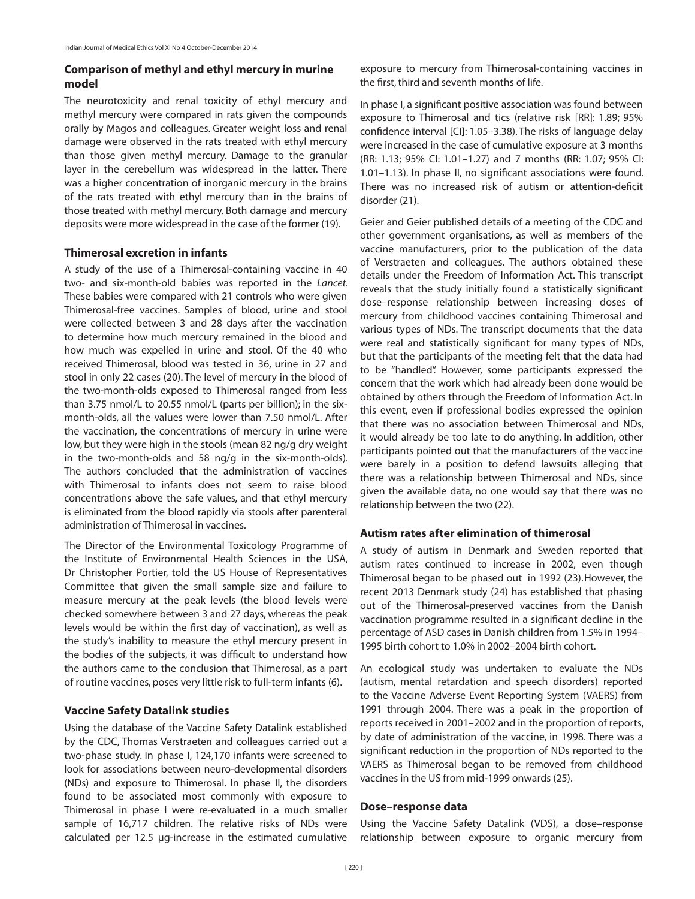### Comparison of methyl and ethyl mercury in murine model

The neurotoxicity and renal toxicity of ethyl mercury and methyl mercury were compared in rats given the compounds orally by Magos and colleagues. Greater weight loss and renal damage were observed in the rats treated with ethyl mercury than those given methyl mercury. Damage to the granular layer in the cerebellum was widespread in the latter. There was a higher concentration of inorganic mercury in the brains of the rats treated with ethyl mercury than in the brains of those treated with methyl mercury. Both damage and mercury deposits were more widespread in the case of the former (19).

### Thimerosal excretion in infants

A study of the use of a Thimerosal-containing vaccine in 40 two- and six-month-old babies was reported in the *Lancet*. These babies were compared with 21 controls who were given Thimerosal-free vaccines. Samples of blood, urine and stool were collected between 3 and 28 days after the vaccination to determine how much mercury remained in the blood and how much was expelled in urine and stool. Of the 40 who received Thimerosal, blood was tested in 36, urine in 27 and stool in only 22 cases (20). The level of mercury in the blood of the two-month-olds exposed to Thimerosal ranged from less than 3.75 nmol/L to 20.55 nmol/L (parts per billion); in the six-month-olds, all the values were lower than 7.50 nmol/L. After the vaccination, the concentrations of mercury in urine were low, but they were high in the stools (mean 82 ng/g dry weight in the two-month-olds and 58 ng/g in the six-month-olds). The authors concluded that the administration of vaccines with Thimerosal to infants does not seem to raise blood concentrations above the safe values, and that ethyl mercury is eliminated from the blood rapidly via stools after parenteral administration of Thimerosal in vaccines.

The Director of the Environmental Toxicology Programme of the Institute of Environmental Health Sciences in the USA, Dr Christopher Portier, told the US House of Representatives Committee that given the small sample size and failure to measure mercury at the peak levels (the blood levels were checked somewhere between 3 and 27 days, whereas the peak levels would be within the first day of vaccination), as well as the study's inability to measure the ethyl mercury present in the bodies of the subjects, it was difficult to understand how the authors came to the conclusion that Thimerosal, as a part of routine vaccines, poses very little risk to full-term infants (6).

### Vaccine Safety Datalink studies

Using the database of the Vaccine Safety Datalink established by the CDC, Thomas Verstraeten and colleagues carried out a two-phase study. In phase I, 124,170 infants were screened to look for associations between neuro-developmental disorders (NDs) and exposure to Thimerosal. In phase II, the disorders found to be associated most commonly with exposure to Thimerosal in phase I were re-evaluated in a much smaller sample of 16,717 children. The relative risks of NDs were calculated per 12.5 µg-increase in the estimated cumulative exposure to mercury from Thimerosal-containing vaccines in the first, third and seventh months of life.

In phase I, a significant positive association was found between exposure to Thimerosal and tics (relative risk [RR]: 1.89; 95% confidence interval [CI]: 1.05–3.38). The risks of language delay were increased in the case of cumulative exposure at 3 months (RR: 1.13; 95% CI: 1.01–1.27) and 7 months (RR: 1.07; 95% CI: 1.01–1.13). In phase II, no significant associations were found. There was no increased risk of autism or attention-deficit disorder (21).

Geier and Geier published details of a meeting of the CDC and other government organisations, as well as members of the vaccine manufacturers, prior to the publication of the data of Verstraeten and colleagues. The authors obtained these details under the Freedom of Information Act. This transcript reveals that the study initially found a statistically significant dose–response relationship between increasing doses of mercury from childhood vaccines containing Thimerosal and various types of NDs. The transcript documents that the data were real and statistically significant for many types of NDs, but that the participants of the meeting felt that the data had to be "handled". However, some participants expressed the concern that the work which had already been done would be obtained by others through the Freedom of Information Act. In this event, even if professional bodies expressed the opinion that there was no association between Thimerosal and NDs, it would already be too late to do anything. In addition, other participants pointed out that the manufacturers of the vaccine were barely in a position to defend lawsuits alleging that there was a relationship between Thimerosal and NDs, since given the available data, no one would say that there was no relationship between the two (22).

### Autism rates after elimination of thimerosal

A study of autism in Denmark and Sweden reported that autism rates continued to increase in 2002, even though Thimerosal began to be phased out in 1992 (23). However, the recent 2013 Denmark study (24) has established that phasing out of the Thimerosal-preserved vaccines from the Danish vaccination programme resulted in a significant decline in the percentage of ASD cases in Danish children from 1.5% in 1994–1995 birth cohort to 1.0% in 2002–2004 birth cohort.

An ecological study was undertaken to evaluate the NDs (autism, mental retardation and speech disorders) reported to the Vaccine Adverse Event Reporting System (VAERS) from 1991 through 2004. There was a peak in the proportion of reports received in 2001–2002 and in the proportion of reports, by date of administration of the vaccine, in 1998. There was a significant reduction in the proportion of NDs reported to the VAERS as Thimerosal began to be removed from childhood vaccines in the US from mid-1999 onwards (25).

### Dose–response data

Using the Vaccine Safety Datalink (VDS), a dose–response relationship between exposure to organic mercury from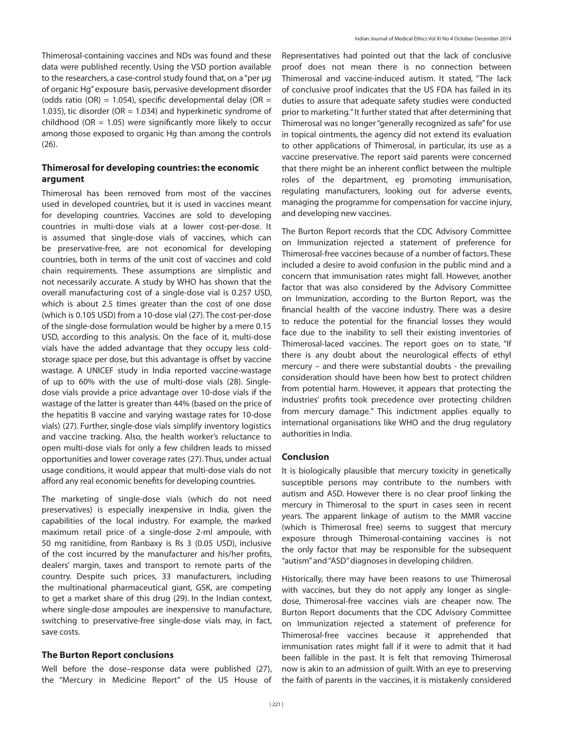Thimerosal-containing vaccines and NDs was found and these data were published recently. Using the VSD portion available to the researchers, a case-control study found that, on a "per µg of organic Hg" exposure basis, pervasive development disorder (odds ratio (OR) = 1.054), specific developmental delay (OR = 1.035), tic disorder (OR = 1.034) and hyperkinetic syndrome of childhood (OR = 1.05) were significantly more likely to occur among those exposed to organic Hg than among the controls (26).

### Thimerosal for developing countries: the economic argument

Thimerosal has been removed from most of the vaccines used in developed countries, but it is used in vaccines meant for developing countries. Vaccines are sold to developing countries in multi-dose vials at a lower cost-per-dose. It is assumed that single-dose vials of vaccines, which can be preservative-free, are not economical for developing countries, both in terms of the unit cost of vaccines and cold chain requirements. These assumptions are simplistic and not necessarily accurate. A study by WHO has shown that the overall manufacturing cost of a single-dose vial is 0.257 USD, which is about 2.5 times greater than the cost of one dose (which is 0.105 USD) from a 10-dose vial (27). The cost-per-dose of the single-dose formulation would be higher by a mere 0.15 USD, according to this analysis. On the face of it, multi-dose vials have the added advantage that they occupy less cold-storage space per dose, but this advantage is offset by vaccine wastage. A UNICEF study in India reported vaccine-wastage of up to 60% with the use of multi-dose vials (28). Single-dose vials provide a price advantage over 10-dose vials if the wastage of the latter is greater than 44% (based on the price of the hepatitis B vaccine and varying wastage rates for 10-dose vials) (27). Further, single-dose vials simplify inventory logistics and vaccine tracking. Also, the health worker's reluctance to open multi-dose vials for only a few children leads to missed opportunities and lower coverage rates (27). Thus, under actual usage conditions, it would appear that multi-dose vials do not afford any real economic benefits for developing countries.

The marketing of single-dose vials (which do not need preservatives) is especially inexpensive in India, given the capabilities of the local industry. For example, the marked maximum retail price of a single-dose 2-ml ampoule, with 50 mg ranitidine, from Ranbaxy is Rs 3 (0.05 USD), inclusive of the cost incurred by the manufacturer and his/her profits, dealers' margin, taxes and transport to remote parts of the country. Despite such prices, 33 manufacturers, including the multinational pharmaceutical giant, GSK, are competing to get a market share of this drug (29). In the Indian context, where single-dose ampoules are inexpensive to manufacture, switching to preservative-free single-dose vials may, in fact, save costs.

### The Burton Report conclusions

Well before the dose–response data were published (27), the "Mercury in Medicine Report" of the US House of Representatives had pointed out that the lack of conclusive proof does not mean there is no connection between Thimerosal and vaccine-induced autism. It stated, "The lack of conclusive proof indicates that the US FDA has failed in its duties to assure that adequate safety studies were conducted prior to marketing." It further stated that after determining that Thimerosal was no longer "generally recognized as safe" for use in topical ointments, the agency did not extend its evaluation to other applications of Thimerosal, in particular, its use as a vaccine preservative. The report said parents were concerned that there might be an inherent conflict between the multiple roles of the department, eg promoting immunisation, regulating manufacturers, looking out for adverse events, managing the programme for compensation for vaccine injury, and developing new vaccines.

The Burton Report records that the CDC Advisory Committee on Immunization rejected a statement of preference for Thimerosal-free vaccines because of a number of factors. These included a desire to avoid confusion in the public mind and a concern that immunisation rates might fall. However, another factor that was also considered by the Advisory Committee on Immunization, according to the Burton Report, was the financial health of the vaccine industry. There was a desire to reduce the potential for the financial losses they would face due to the inability to sell their existing inventories of Thimerosal-laced vaccines. The report goes on to state, "If there is any doubt about the neurological effects of ethyl mercury – and there were substantial doubts - the prevailing consideration should have been how best to protect children from potential harm. However, it appears that protecting the industries' profits took precedence over protecting children from mercury damage." This indictment applies equally to international organisations like WHO and the drug regulatory authorities in India.

### Conclusion

It is biologically plausible that mercury toxicity in genetically susceptible persons may contribute to the numbers with autism and ASD. However there is no clear proof linking the mercury in Thimerosal to the spurt in cases seen in recent years. The apparent linkage of autism to the MMR vaccine (which is Thimerosal free) seems to suggest that mercury exposure through Thimerosal-containing vaccines is not the only factor that may be responsible for the subsequent "autism" and "ASD" diagnoses in developing children.

Historically, there may have been reasons to use Thimerosal with vaccines, but they do not apply any longer as single-dose, Thimerosal-free vaccines vials are cheaper now. The Burton Report documents that the CDC Advisory Committee on Immunization rejected a statement of preference for Thimerosal-free vaccines because it apprehended that immunisation rates might fall if it were to admit that it had been fallible in the past. It is felt that removing Thimerosal now is akin to an admission of guilt. With an eye to preserving the faith of parents in the vaccines, it is mistakenly considered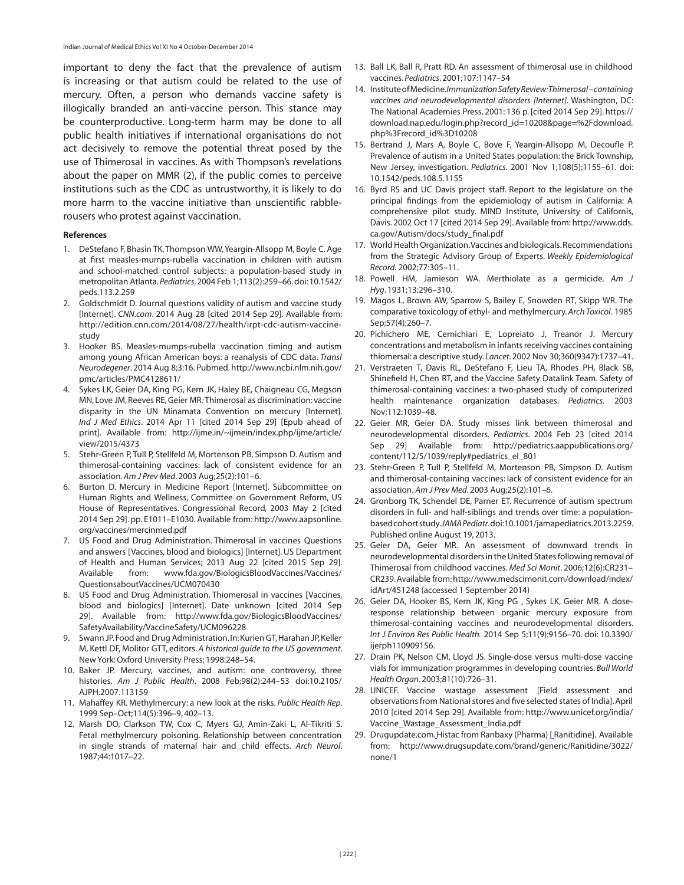important to deny the fact that the prevalence of autism is increasing or that autism could be related to the use of mercury. Often, a person who demands vaccine safety is illogically branded an anti-vaccine person. This stance may be counterproductive. Long-term harm may be done to all public health initiatives if international organisations do not act decisively to remove the potential threat posed by the use of Thimerosal in vaccines. As with Thompson's revelations about the paper on MMR (2), if the public comes to perceive institutions such as the CDC as untrustworthy, it is likely to do more harm to the vaccine initiative than unscientific rabble-rousers who protest against vaccination.

#### References

1. DeStefano F, Bhasin TK, Thompson WW, Yeargin-Allsopp M, Boyle C. Age at first measles-mumps-rubella vaccination in children with autism and school-matched control subjects: a population-based study in metropolitan Atlanta. *Pediatrics*. 2004 Feb 1;113(2):259–66. doi: 10.1542/peds.113.2.259
2. Goldschmidt D. Journal questions validity of autism and vaccine study [Internet]. *CNN.com*. 2014 Aug 28 [cited 2014 Sep 29]. Available from: http://edition.cnn.com/2014/08/27/health/irpt-cdc-autism-vaccine-study
3. Hooker BS. Measles-mumps-rubella vaccination timing and autism among young African American boys: a reanalysis of CDC data. *Transl Neurodegener*. 2014 Aug 8;3:16. Pubmed. http://www.ncbi.nlm.nih.gov/pmc/articles/PMC4128611/
4. Sykes LK, Geier DA, King PG, Kern JK, Haley BE, Chaigneau CG, Megson MN, Love JM, Reeves RE, Geier MR. Thimerosal as discrimination: vaccine disparity in the UN Minamata Convention on mercury [Internet]. *Ind J Med Ethics*. 2014 Apr 11 [cited 2014 Sep 29] [Epub ahead of print]. Available from: http://ijme.in/~ijmein/index.php/ijme/article/view/2015/4373
5. Stehr-Green P, Tull P, Stellfeld M, Mortenson PB, Simpson D. Autism and thimerosal-containing vaccines: lack of consistent evidence for an association. *Am J Prev Med*. 2003 Aug;25(2):101–6.
6. Burton D. Mercury in Medicine Report [Internet]. Subcommittee on Human Rights and Wellness, Committee on Government Reform, US House of Representatives. Congressional Record, 2003 May 2 [cited 2014 Sep 29]. pp. E1011–E1030. Available from: http://www.aapsonline.org/vaccines/mercinmed.pdf
7. US Food and Drug Administration. Thimerosal in vaccines Questions and answers [Vaccines, blood and biologics] [Internet]. US Department of Health and Human Services; 2013 Aug 22 [cited 2015 Sep 29]. Available from: www.fda.gov/BiologicsBloodVaccines/Vaccines/QuestionsaboutVaccines/UCM070430
8. US Food and Drug Administration. Thiomerosal in vaccines [Vaccines, blood and biologics] [Internet]. Date unknown [cited 2014 Sep 29]. Available from: http://www.fda.gov/BiologicsBloodVaccines/SafetyAvailability/VaccineSafety/UCM096228
9. Swann JP. Food and Drug Administration. In: Kurien GT, Harahan JP, Keller M, Kettl DF, Molitor GTT, editors. *A historical guide to the US government*. New York: Oxford University Press; 1998:248–54.
10. Baker JP. Mercury, vaccines, and autism: one controversy, three histories. *Am J Public Health*. 2008 Feb;98(2):244–53 doi:10.2105/AJPH.2007.113159
11. Mahaffey KR. Methylmercury: a new look at the risks. *Public Health Rep*. 1999 Sep–Oct;114(5):396–9, 402–13.
12. Marsh DO, Clarkson TW, Cox C, Myers GJ, Amin-Zaki L, Al-Tikriti S. Fetal methylmercury poisoning. Relationship between concentration in single strands of maternal hair and child effects. *Arch Neurol*. 1987;44:1017–22.
13. Ball LK, Ball R, Pratt RD. An assessment of thimerosal use in childhood vaccines. *Pediatrics*. 2001;107:1147–54
14. Institute of Medicine. *Immunization Safety Review: Thimerosal – containing vaccines and neurodevelopmental disorders [Internet]*. Washington, DC: The National Academies Press, 2001: 136 p. [cited 2014 Sep 29]. https://download.nap.edu/login.php?record_id=10208&page=%2Fdownload.php%3Frecord_id%3D10208
15. Bertrand J, Mars A, Boyle C, Bove F, Yeargin-Allsopp M, Decoufle P. Prevalence of autism in a United States population: the Brick Township, New Jersey, investigation. *Pediatrics*. 2001 Nov 1;108(5):1155–61. doi: 10.1542/peds.108.5.1155
16. Byrd RS and UC Davis project staff. Report to the legislature on the principal findings from the epidemiology of autism in California: A comprehensive pilot study. MIND Institute, University of Californis, Davis. 2002 Oct 17 [cited 2014 Sep 29]. Available from: http://www.dds.ca.gov/Autism/docs/study_final.pdf
17. World Health Organization. Vaccines and biologicals. Recommendations from the Strategic Advisory Group of Experts. *Weekly Epidemiological Record.* 2002;77:305–11.
18. Powell HM, Jamieson WA. Merthiolate as a germicide. *Am J Hyg*. 1931;13:296–310.
19. Magos L, Brown AW, Sparrow S, Bailey E, Snowden RT, Skipp WR. The comparative toxicology of ethyl- and methylmercury. *Arch Toxicol.* 1985 Sep;57(4):260–7.
20. Pichichero ME, Cernichiari E, Lopreiato J, Treanor J. Mercury concentrations and metabolism in infants receiving vaccines containing thiomersal: a descriptive study. *Lancet*. 2002 Nov 30;360(9347):1737–41.
21. Verstraeten T, Davis RL, DeStefano F, Lieu TA, Rhodes PH, Black SB, Shinefield H, Chen RT, and the Vaccine Safety Datalink Team. Safety of thimerosal-containing vaccines: a two-phased study of computerized health maintenance organization databases. *Pediatrics.* 2003 Nov;112:1039–48.
22. Geier MR, Geier DA. Study misses link between thimerosal and neurodevelopmental disorders. *Pediatrics*. 2004 Feb 23 [cited 2014 Sep 29] Available from: http://pediatrics.aappublications.org/content/112/5/1039/reply#pediatrics_el_801
23. Stehr-Green P, Tull P, Stellfeld M, Mortenson PB, Simpson D. Autism and thimerosal-containing vaccines: lack of consistent evidence for an association. *Am J Prev Med*. 2003 Aug;25(2):101–6.
24. Gronborg TK, Schendel DE, Parner ET. Recurrence of autism spectrum disorders in full- and half-siblings and trends over time: a population-based cohort study. *JAMA Pediatr.* doi:10.1001/jamapediatrics.2013.2259. Published online August 19, 2013.
25. Geier DA, Geier MR. An assessment of downward trends in neurodevelopmental disorders in the United States following removal of Thimerosal from childhood vaccines. *Med Sci Monit*. 2006;12(6):CR231–CR239. Available from: http://www.medscimonit.com/download/index/idArt/451248 (accessed 1 September 2014)
26. Geier DA, Hooker BS, Kern JK, King PG , Sykes LK, Geier MR. A dose-response relationship between organic mercury exposure from thimerosal-containing vaccines and neurodevelopmental disorders. *Int J Environ Res Public Health.* 2014 Sep 5;11(9):9156–70. doi: 10.3390/ijerph110909156.
27. Drain PK, Nelson CM, Lloyd JS. Single-dose versus multi-dose vaccine vials for immunization programmes in developing countries. *Bull World Health Organ*. 2003;81(10):726–31.
28. UNICEF. Vaccine wastage assessment [Field assessment and observations from National stores and five selected states of India]. April 2010 [cited 2014 Sep 29]. Available from: http://www.unicef.org/india/Vaccine_Wastage_Assessment_India.pdf
29. Drugupdate.com. Histac from Ranbaxy (Pharma) [Ranitidine]. Available from: http://www.drugsupdate.com/brand/generic/Ranitidine/3022/none/1